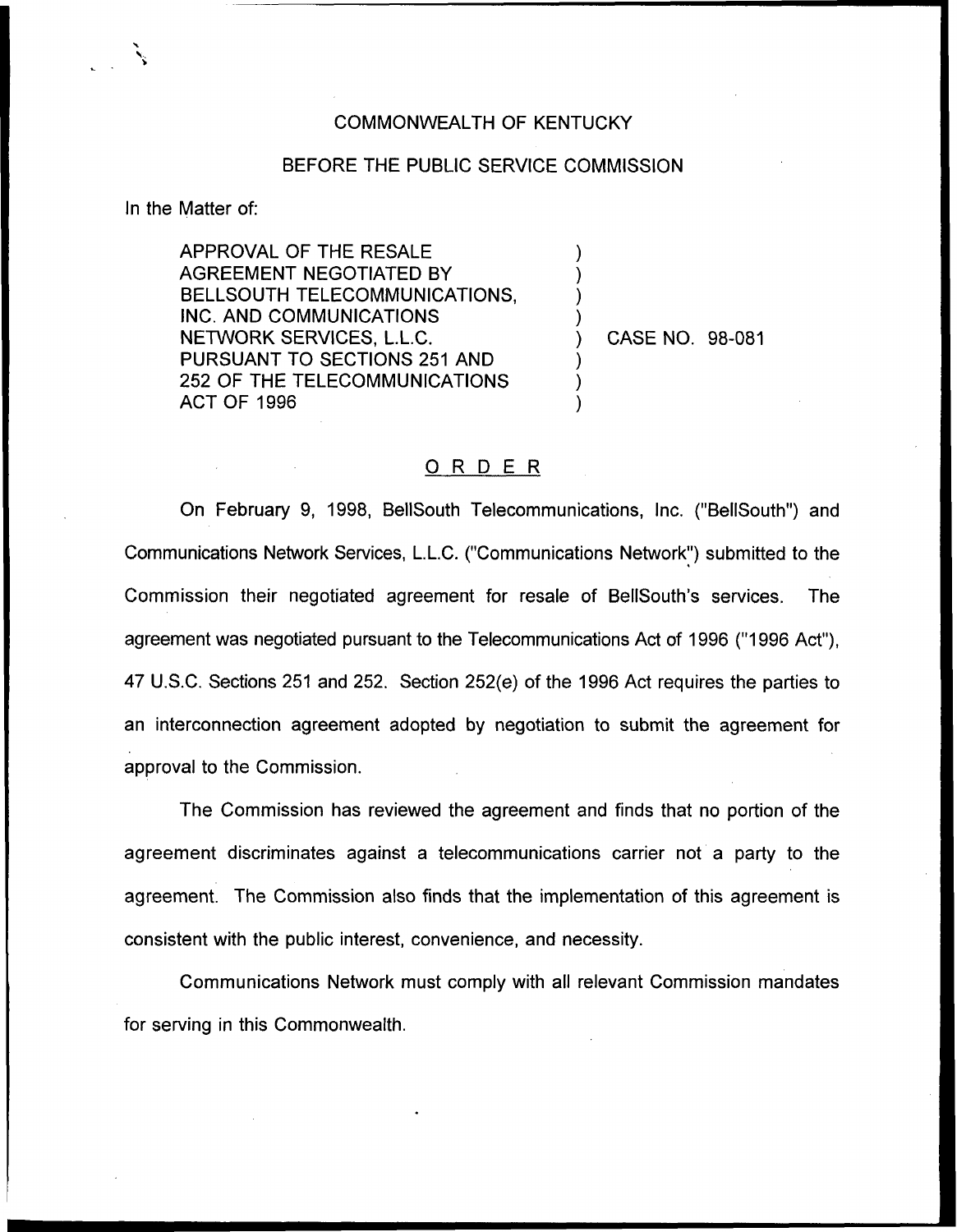COMMONWEALTH OF KENTUCKY

BEFORE THE PUBLIC SERVICE COMMISSION

In the Matter of:

APPROVAL OF THE RESALE AGREEMENT NEGOTIATED BY BELLSOUTH TELECOMMUNICATIONS, INC. AND COMMUNICATIONS NETWORK SERVICES, L.L.C. PURSUANT TO SECTIONS 251 AND 252 OF THE TELECOMMUNICATIONS ACT OF 1996 ) CASE NO. 98-081

# ORDER

On February 9, 1998, BellSouth Telecommunications, Inc. ("BellSouth") and Communications Network Services, L.L.C. ("Communications Network") submitted to the Commission their negotiated agreement for resale of BellSouth's services. The agreement was negotiated pursuant to the Telecommunications Act of 1996 ("1996 Act"), 47 U.S.C. Sections 251 and 252. Section 252(e) of the 1996 Act requires the parties to an interconnection agreement adopted by negotiation to submit the agreement for approval to the Commission.

The Commission has reviewed the agreement and finds that no portion of the agreement discriminates against a telecommunications carrier not a party to the agreement. The Commission also finds that the implementation of this agreement is consistent with the public interest, convenience, and necessity.

Communications Network must comply with all relevant Commission mandates for serving in this Commonwealth.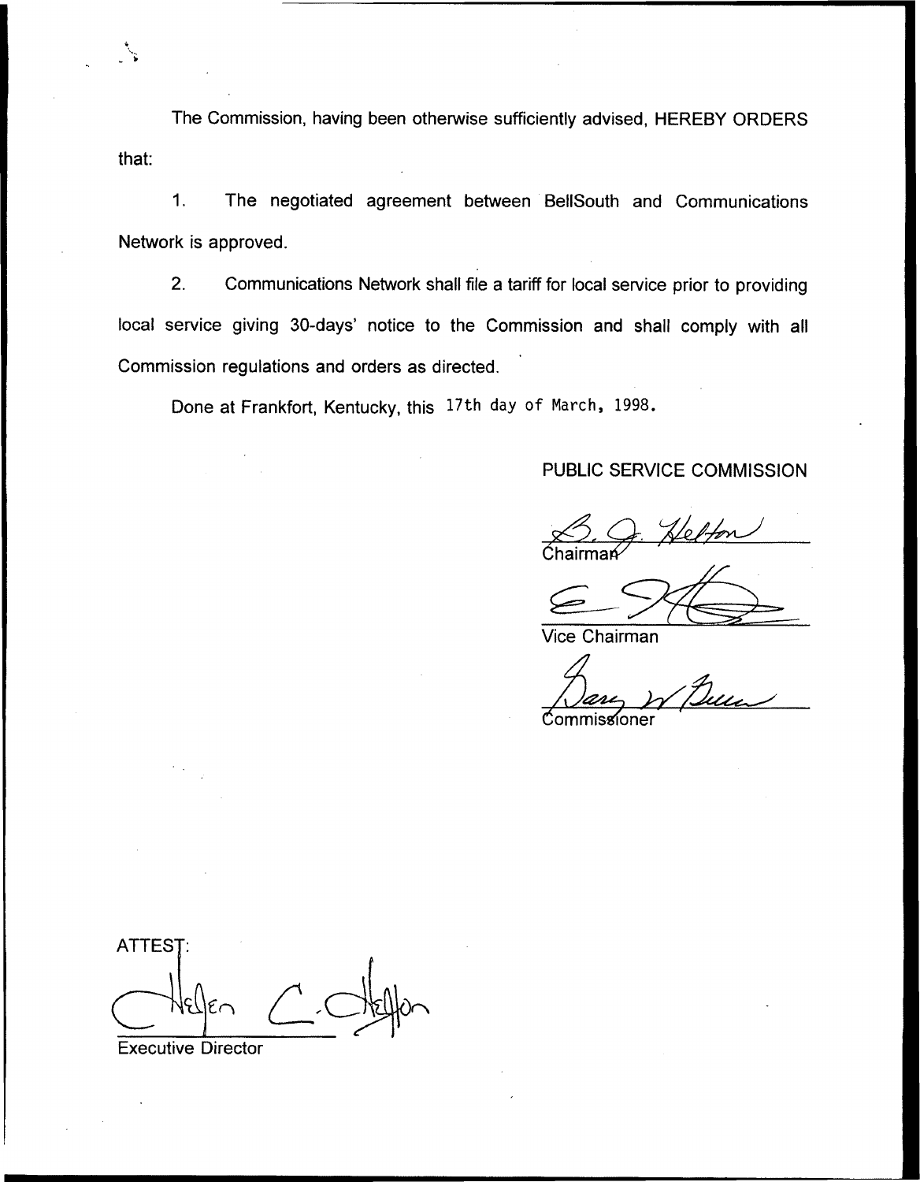The Commission, having been otherwise sufficiently advised, HEREBY ORDERS that:

1. The negotiated agreement between BellSouth and Communications Network is approved.

2. Communications Network shall file a tariff for local service prior to providing local service giving 30-days' notice to the Commission and shall comply with all Commission regulations and orders as directed.

Done at Frankfort, Kentucky, this 17th day of March, 1998.

PUBLIC SERVICE COMMISSION

Chairman

Vice Chairman

Commissioner

ATTEST:

Executive Director